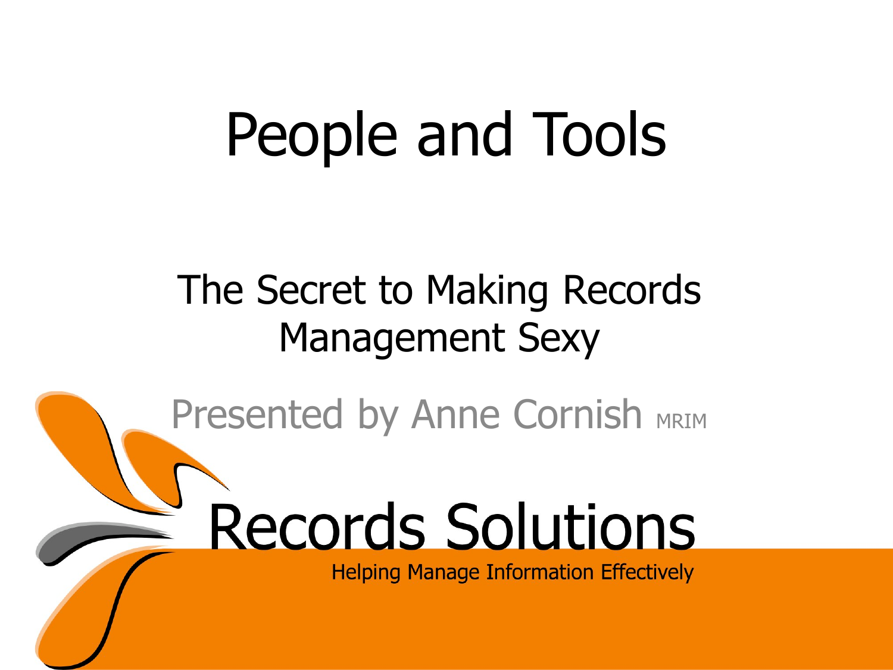# People and Tools

## The Secret to Making Records Management Sexy

Presented by Anne Cornish MRIM

Records Solutions

Helping Manage Information Effectively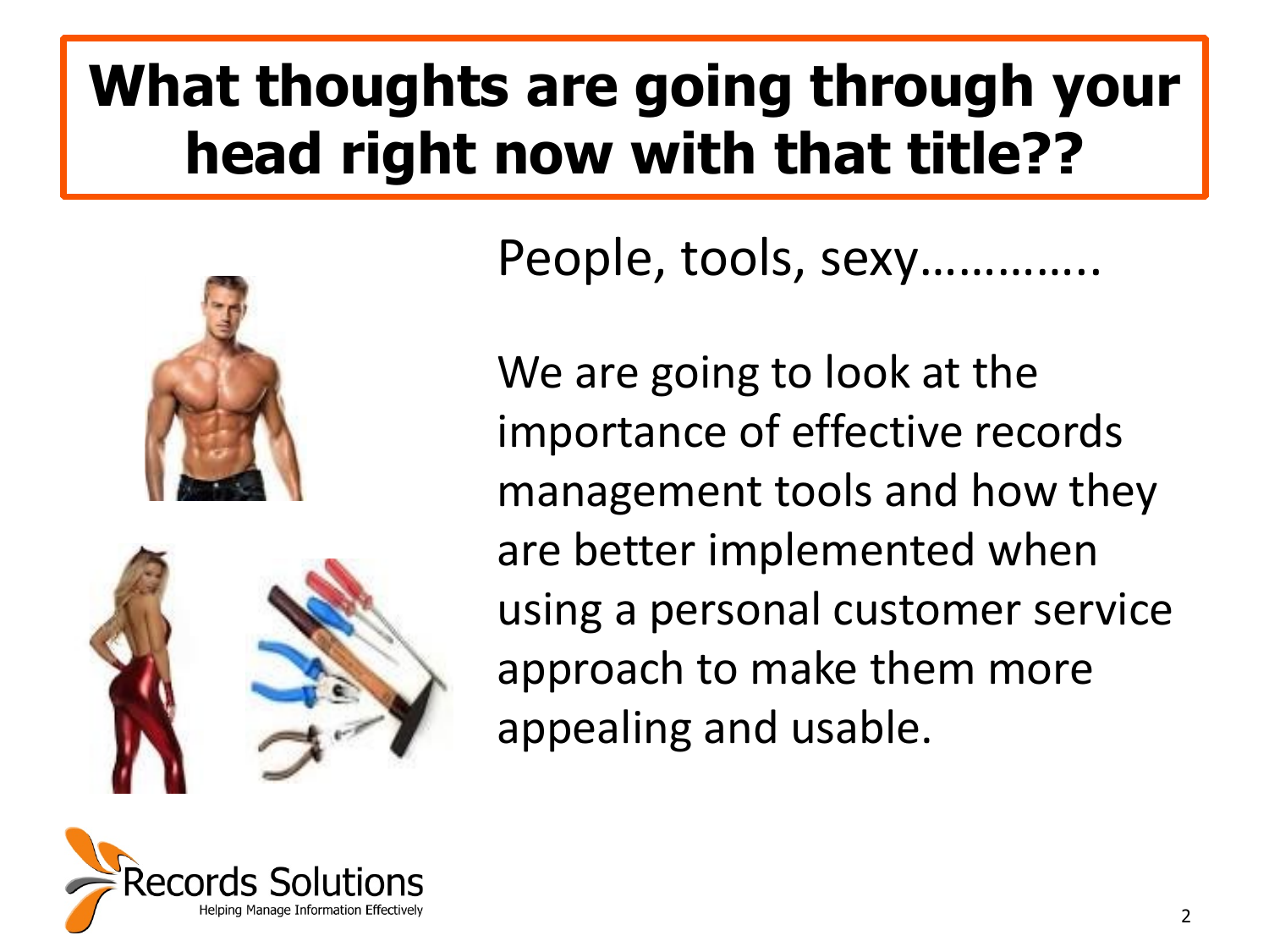# What thoughts are going through your head right now with that title??

People, tools, sexy………….

We are going to look at the importance of effective records management tools and how they are better implemented when using a personal customer service approach to make them more appealing and usable.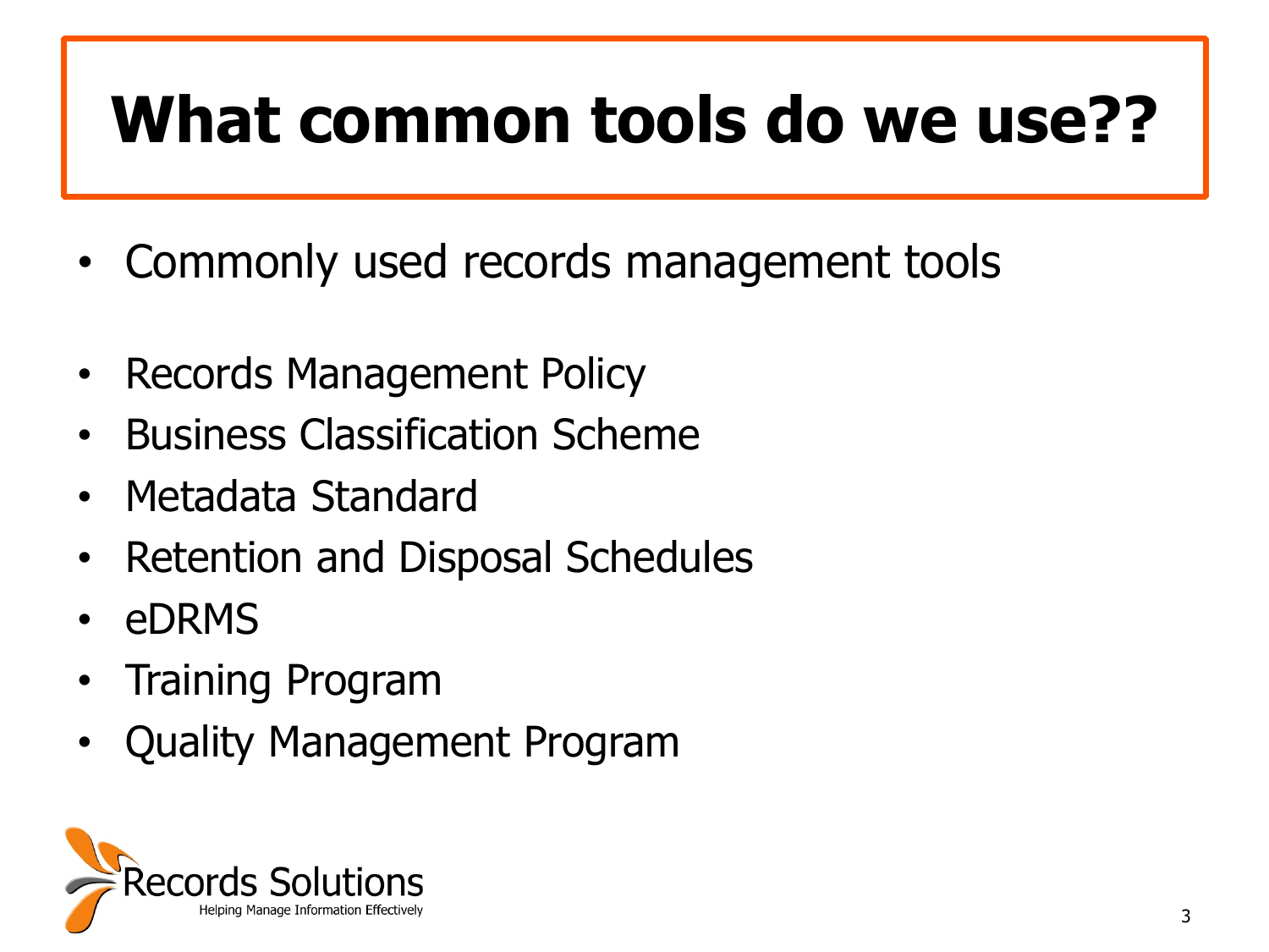# What common tools do we use??

- Commonly used records management tools

- Records Management Policy
- Business Classification Scheme
- Metadata Standard
- Retention and Disposal Schedules
- eDRMS
- Training Program
- Quality Management Program

Records Solutions
Helping Manage Information Effectively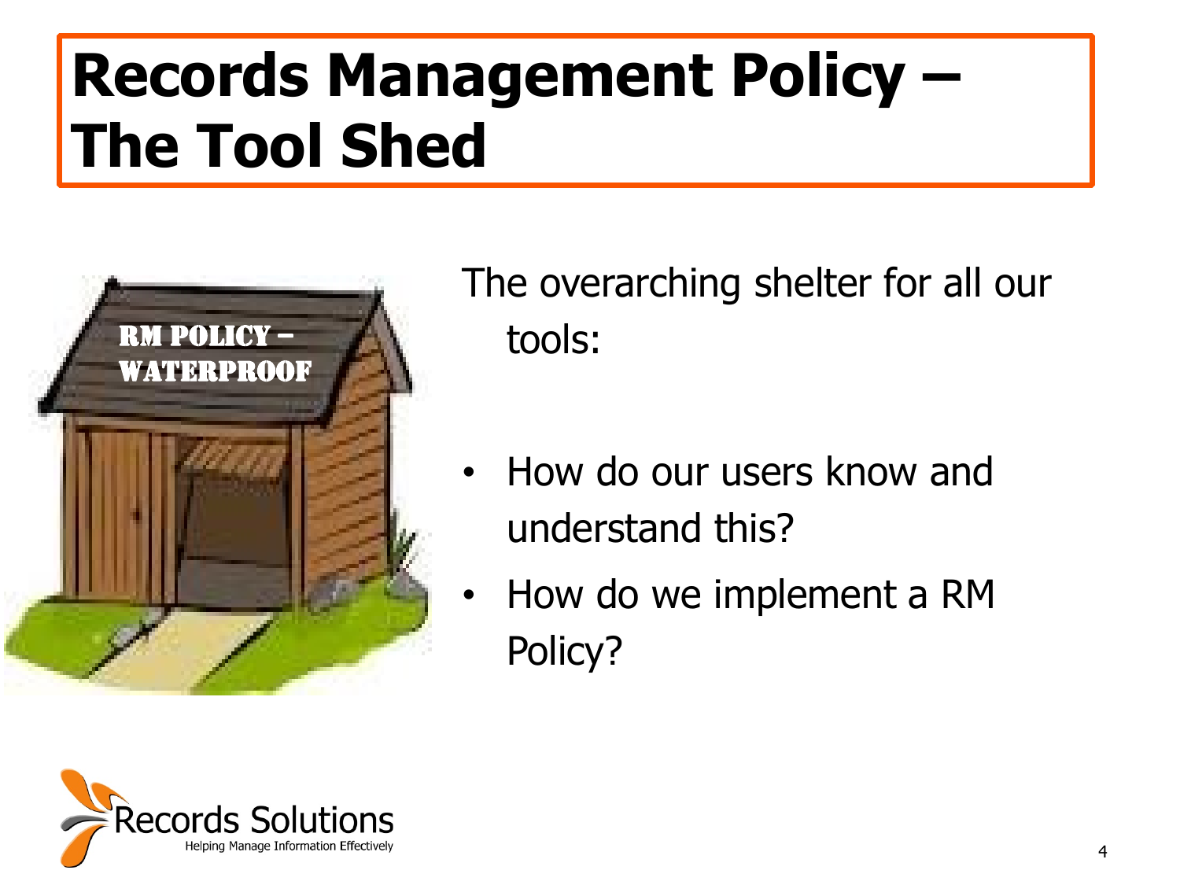# Records Management Policy – The Tool Shed

The overarching shelter for all our tools:

- How do our users know and understand this?
- How do we implement a RM Policy?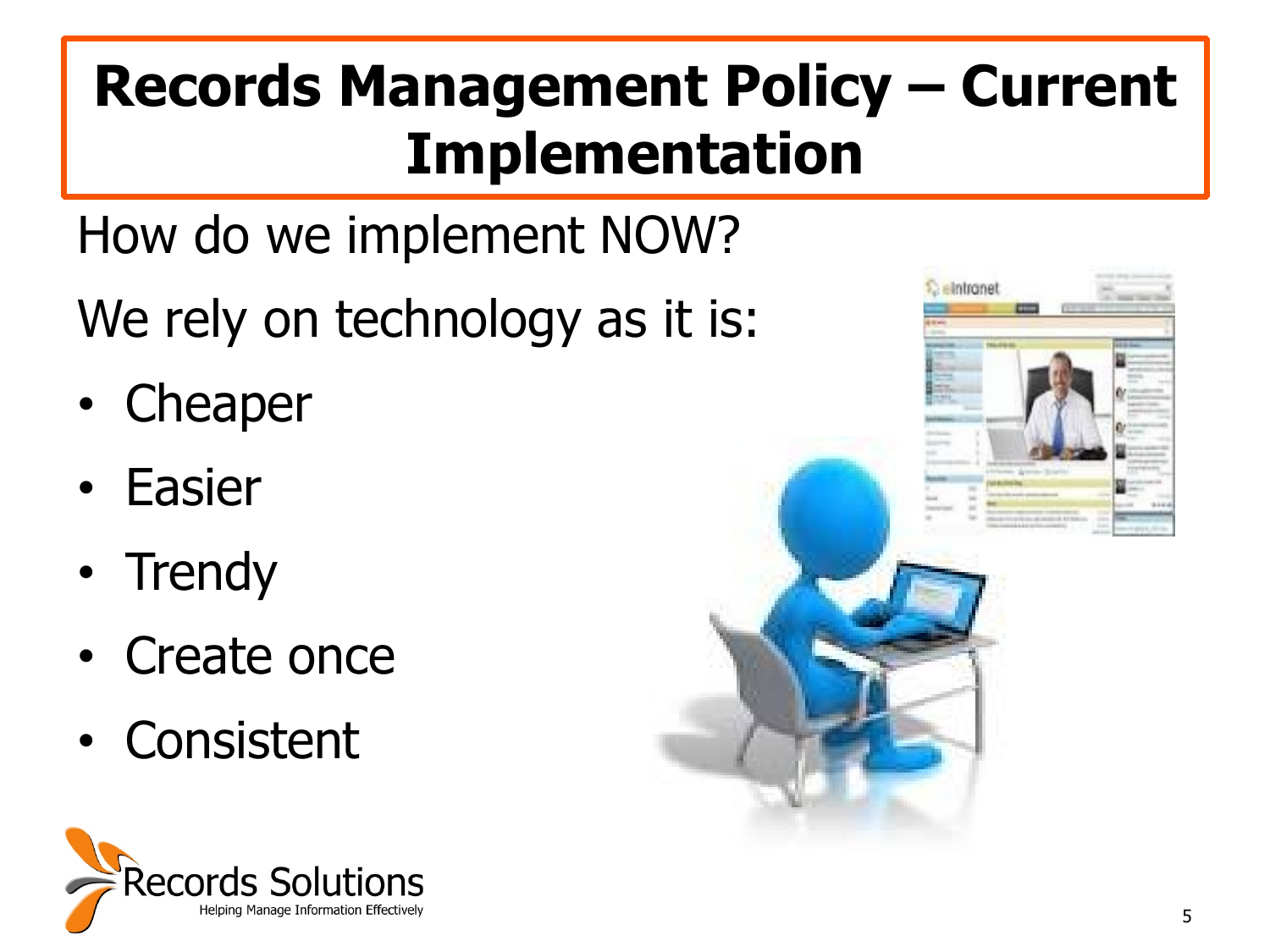# Records Management Policy – Current Implementation

How do we implement NOW?

We rely on technology as it is:

- Cheaper
- Easier
- Trendy
- Create once
- Consistent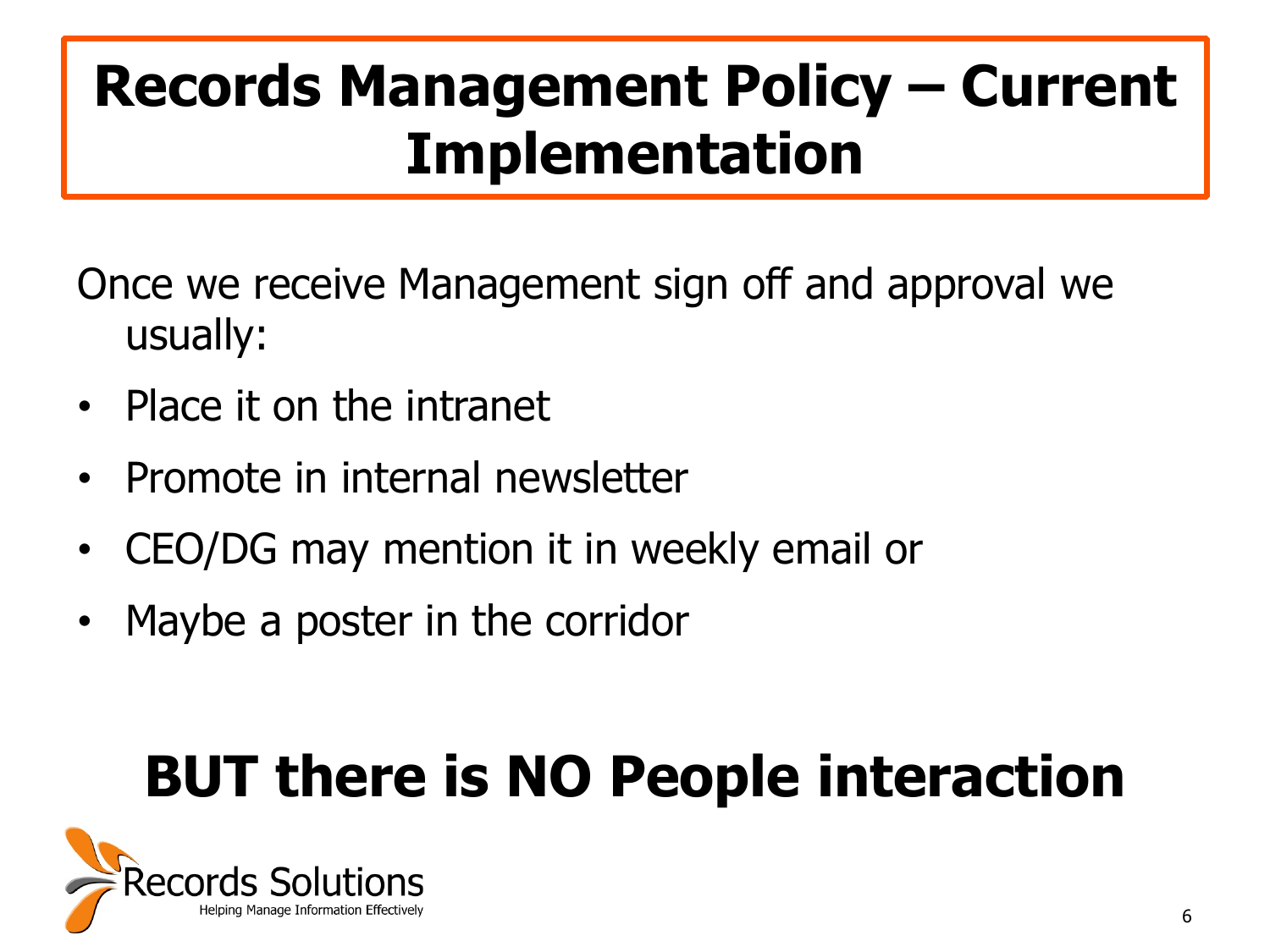# Records Management Policy – Current Implementation

Once we receive Management sign off and approval we usually:

- Place it on the intranet
- Promote in internal newsletter
- CEO/DG may mention it in weekly email or
- Maybe a poster in the corridor

**BUT there is NO People interaction**

Records Solutions
Helping Manage Information Effectively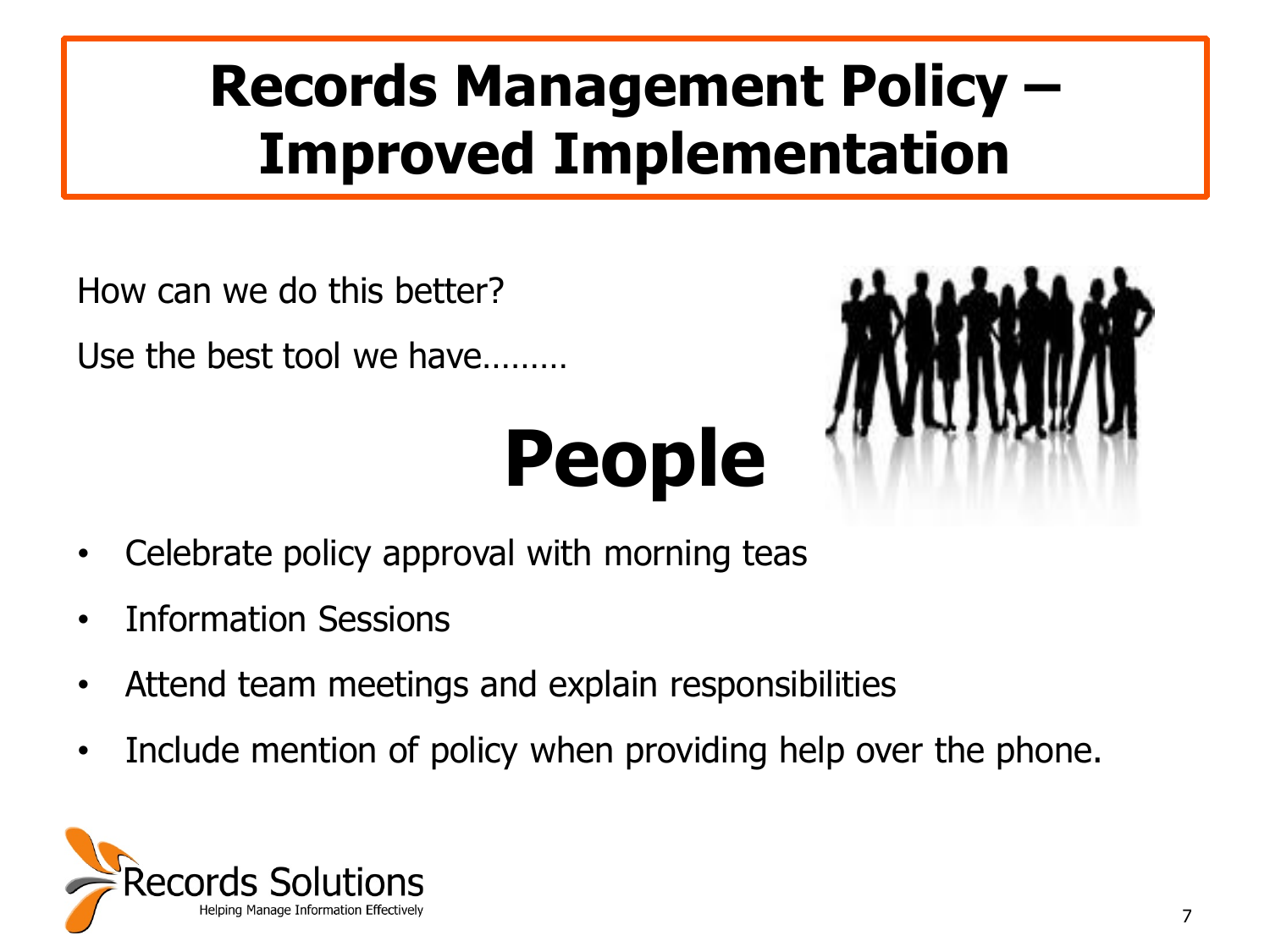# Records Management Policy – Improved Implementation

How can we do this better?

Use the best tool we have………

**People**

- Celebrate policy approval with morning teas
- Information Sessions
- Attend team meetings and explain responsibilities
- Include mention of policy when providing help over the phone.

Records Solutions
Helping Manage Information Effectively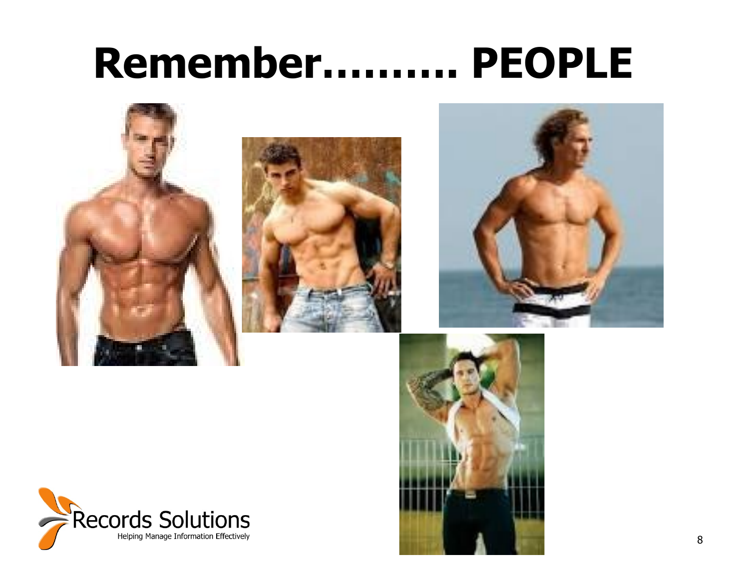# Remember………. PEOPLE

Records Solutions
Helping Manage Information Effectively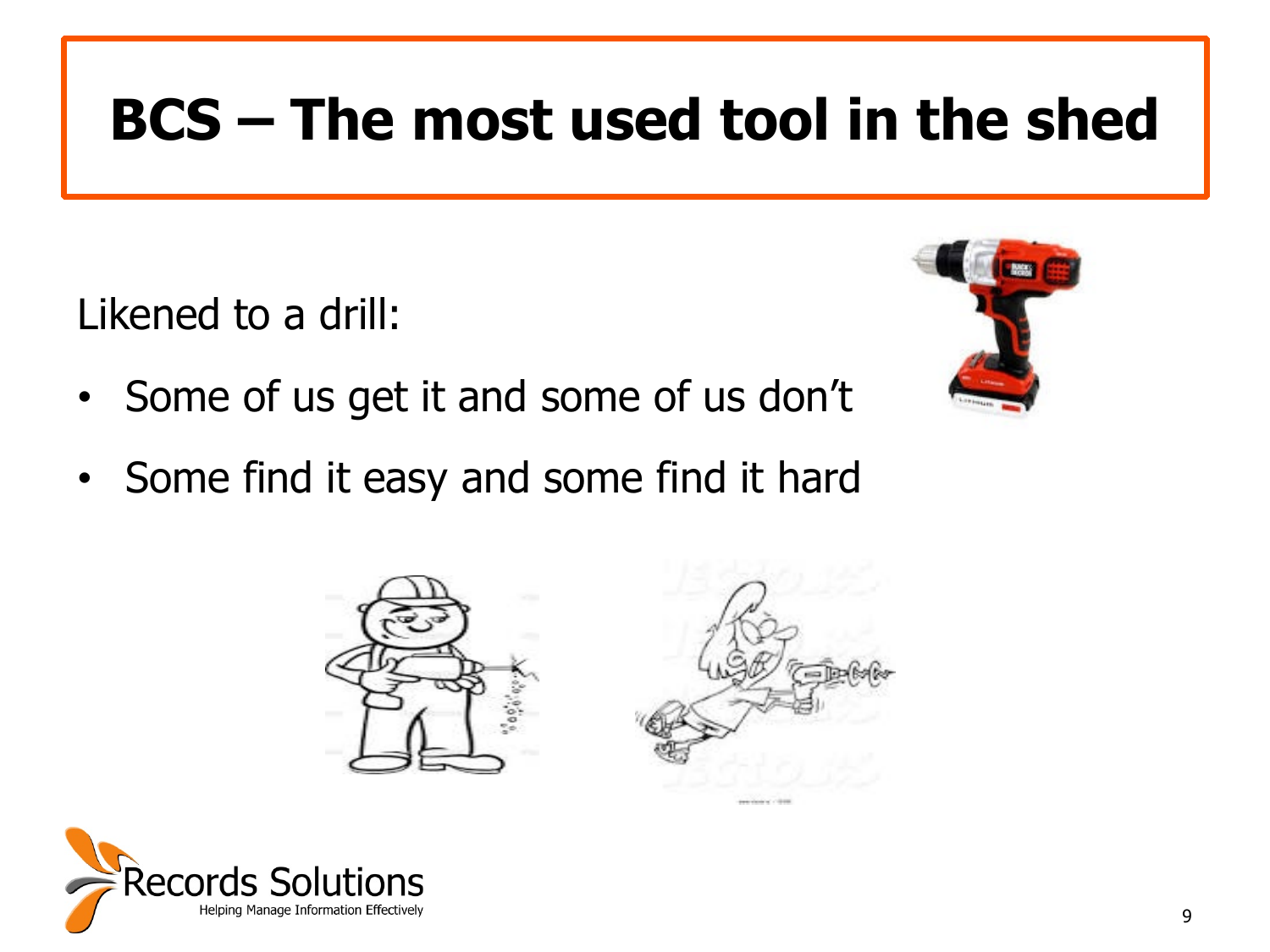# BCS – The most used tool in the shed

Likened to a drill:

- Some of us get it and some of us don't
- Some find it easy and some find it hard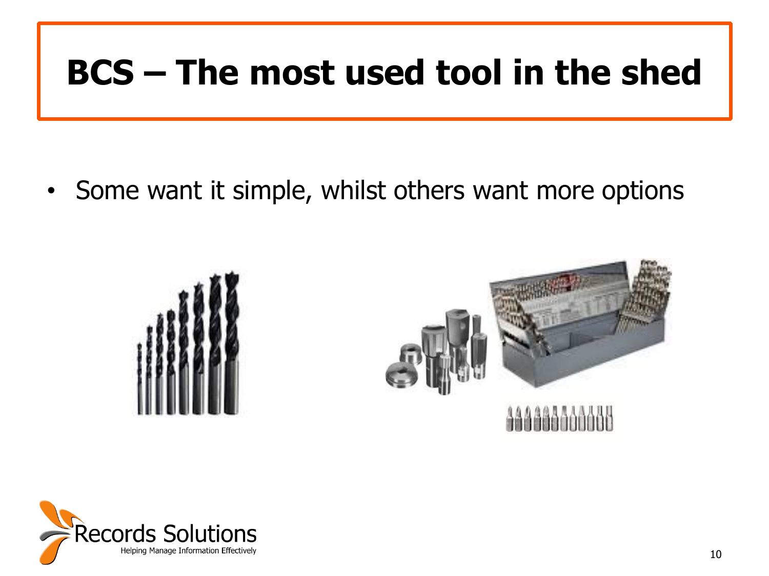# BCS – The most used tool in the shed

- Some want it simple, whilst others want more options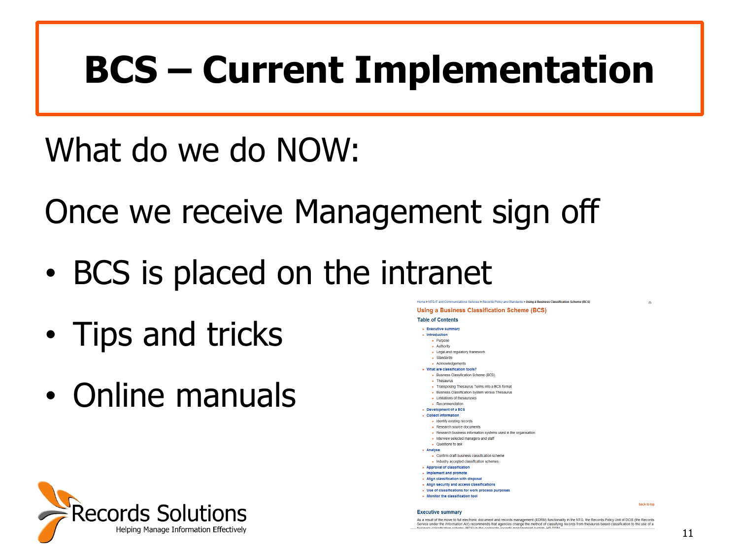# BCS – Current Implementation

What do we do NOW:

Once we receive Management sign off

- BCS is placed on the intranet
- Tips and tricks
- Online manuals

Home > NTG IT and Communications Services > Records Policy and Standards > Using a Business Classification Scheme (BCS)

## Using a Business Classification Scheme (BCS)

### Table of Contents

- Executive summary
- Introduction
  - Purpose
  - Authority
  - Legal and regulatory framework
  - Standards
  - Acknowledgements
- What are classification tools?
  - Business Classification Scheme (BCS)
  - Thesaurus
  - Transposing Thesaurus Terms into a BCS format
  - Business Classification System versus Thesaurus
  - Limitations of thesauruses
  - Recommendation
- Development of a BCS
- Collect information
  - Identify existing records
  - Research source documents
  - Research business information systems used in the organisation
  - Interview selected managers and staff
  - Questions to ask
- Analyse
  - Confirm draft business classification scheme
  - Industry accepted classification schemes
- Approval of classification
- Implement and promote
- Align classification with disposal
- Align security and access classifications
- Use of classifications for work process purposes
- Monitor the classification tool

back to top

### Executive summary

As a result of the move to full electronic document and records management (EDRM) functionality in the NTG, the Records Policy Unit of DCIS (the Records Service under the *Information Act*) recommends that agencies change the method of classifying records from thesaurus based classification to the use of a

Records Solutions
Helping Manage Information Effectively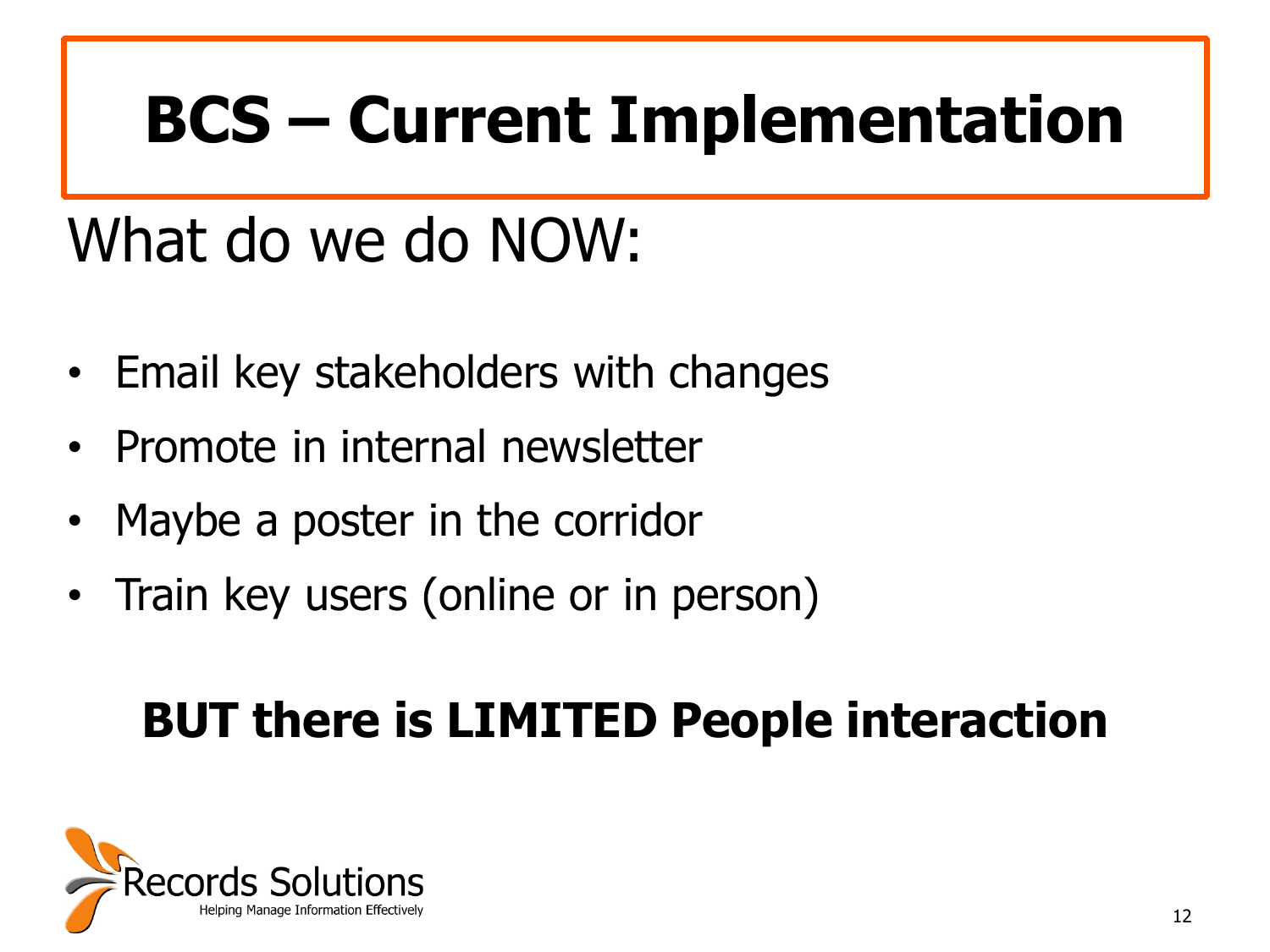# BCS – Current Implementation

What do we do NOW:

- Email key stakeholders with changes
- Promote in internal newsletter
- Maybe a poster in the corridor
- Train key users (online or in person)

**BUT there is LIMITED People interaction**

Records Solutions
Helping Manage Information Effectively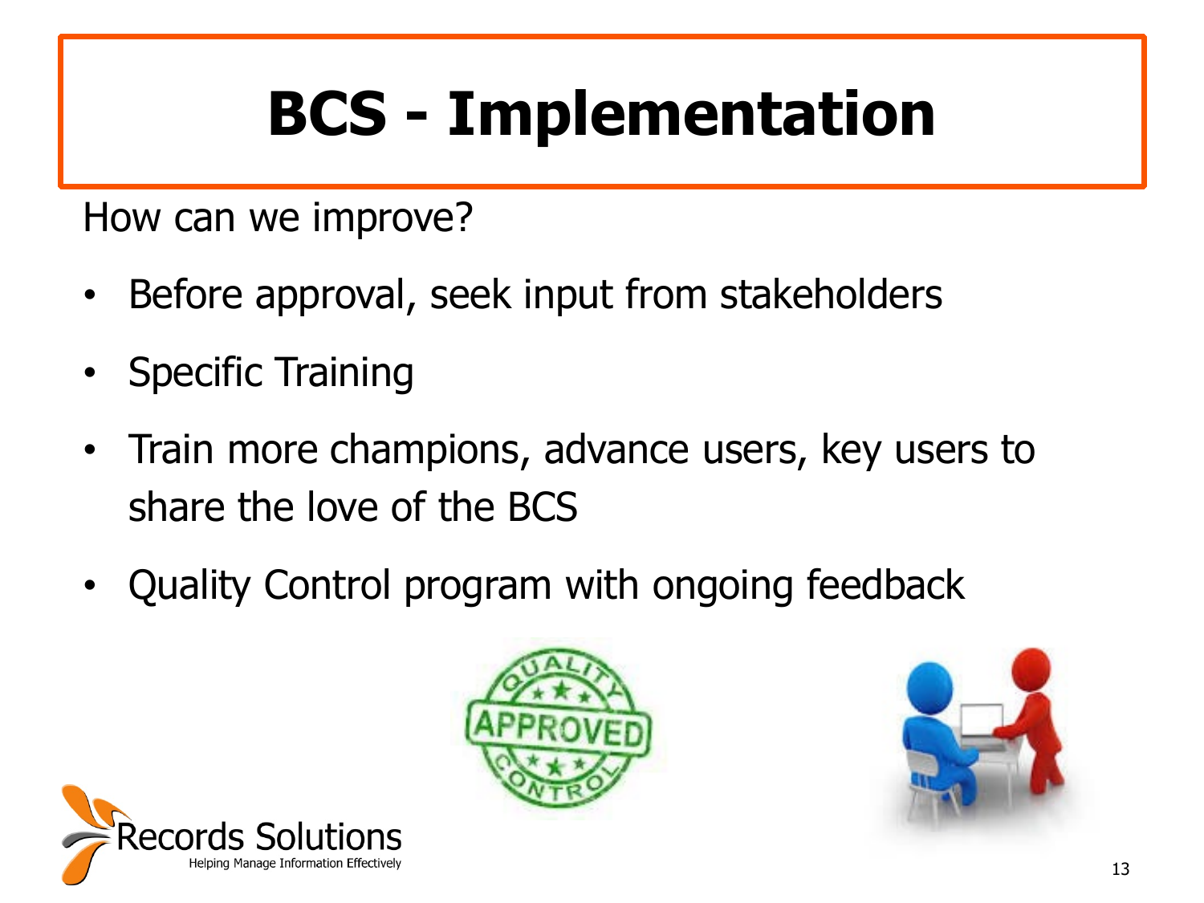# BCS - Implementation

How can we improve?

- Before approval, seek input from stakeholders
- Specific Training
- Train more champions, advance users, key users to share the love of the BCS
- Quality Control program with ongoing feedback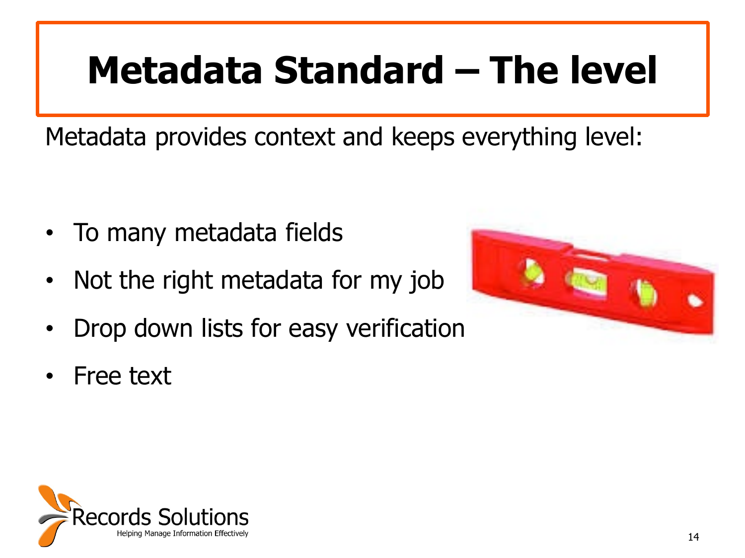# Metadata Standard – The level

Metadata provides context and keeps everything level:

- To many metadata fields
- Not the right metadata for my job
- Drop down lists for easy verification
- Free text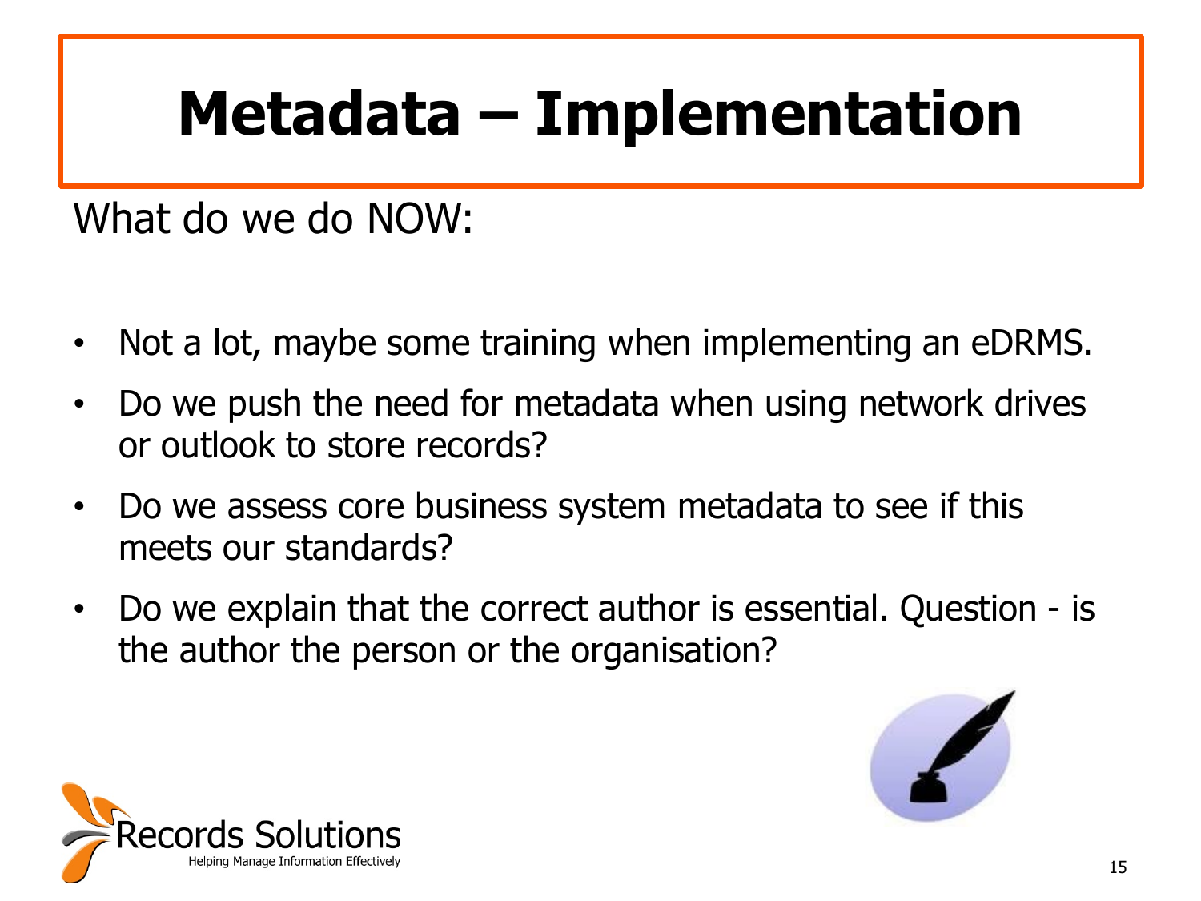# Metadata – Implementation

What do we do NOW:

- Not a lot, maybe some training when implementing an eDRMS.
- Do we push the need for metadata when using network drives or outlook to store records?
- Do we assess core business system metadata to see if this meets our standards?
- Do we explain that the correct author is essential. Question - is the author the person or the organisation?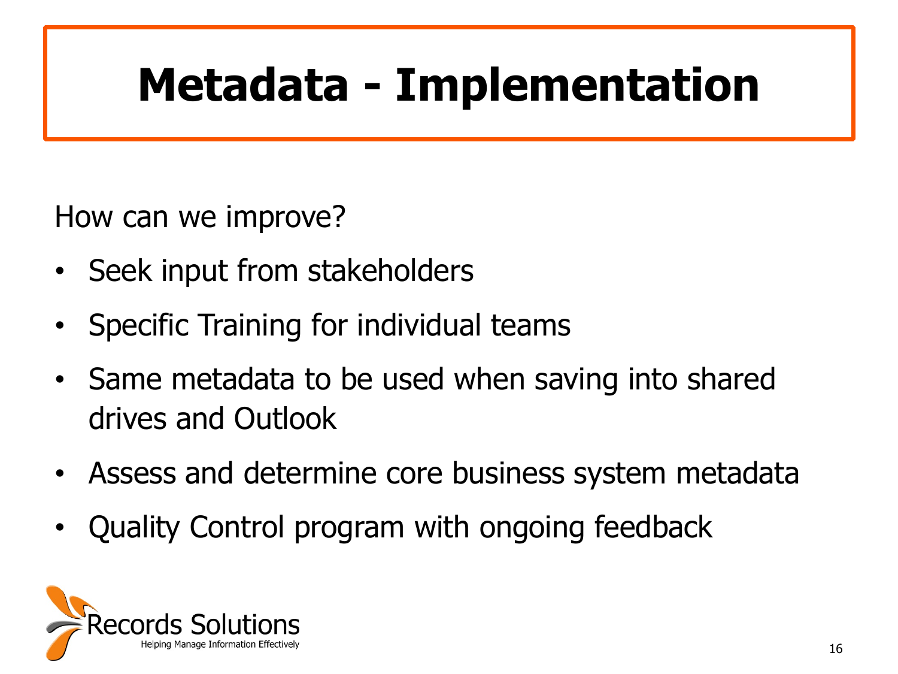# Metadata - Implementation

How can we improve?

- Seek input from stakeholders
- Specific Training for individual teams
- Same metadata to be used when saving into shared drives and Outlook
- Assess and determine core business system metadata
- Quality Control program with ongoing feedback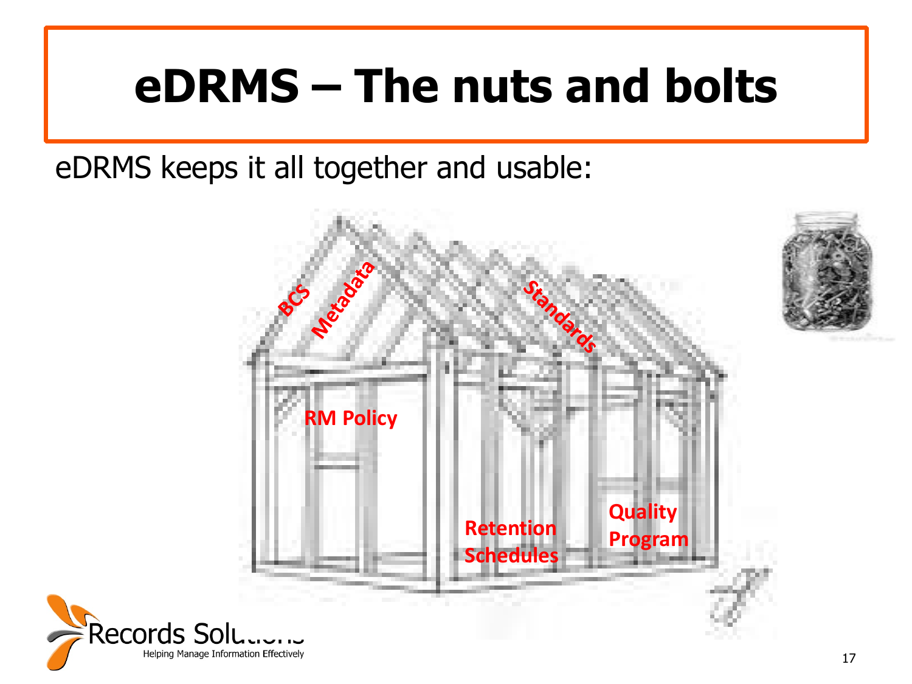# eDRMS – The nuts and bolts

eDRMS keeps it all together and usable:

BCS

Metadata

Standards

RM Policy

Retention Schedules

Quality Program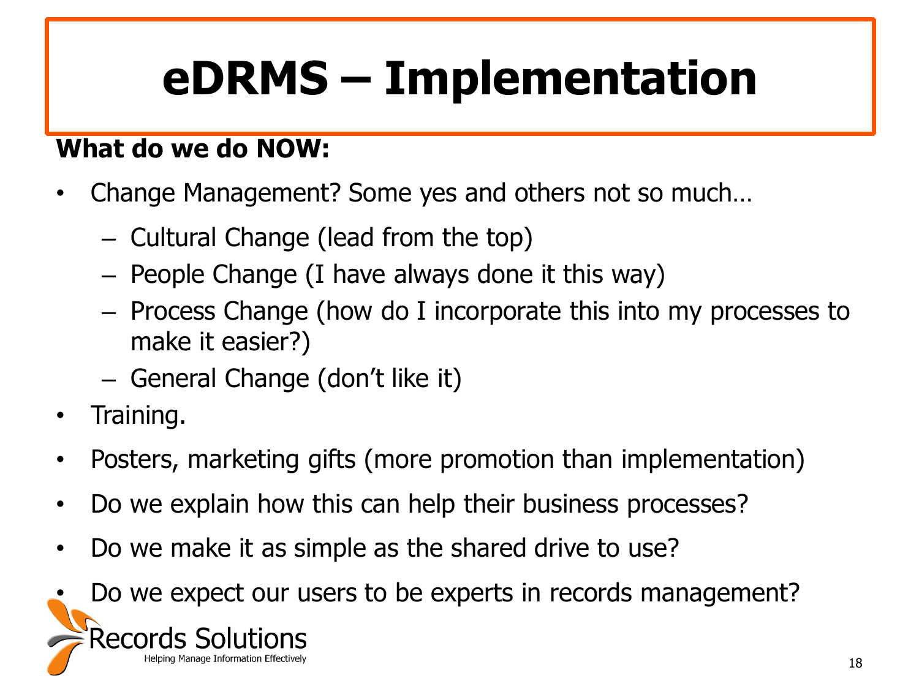# eDRMS – Implementation

**What do we do NOW:**

- Change Management? Some yes and others not so much…
  - Cultural Change (lead from the top)
  - People Change (I have always done it this way)
  - Process Change (how do I incorporate this into my processes to make it easier?)
  - General Change (don't like it)
- Training.
- Posters, marketing gifts (more promotion than implementation)
- Do we explain how this can help their business processes?
- Do we make it as simple as the shared drive to use?
- Do we expect our users to be experts in records management?

Records Solutions
Helping Manage Information Effectively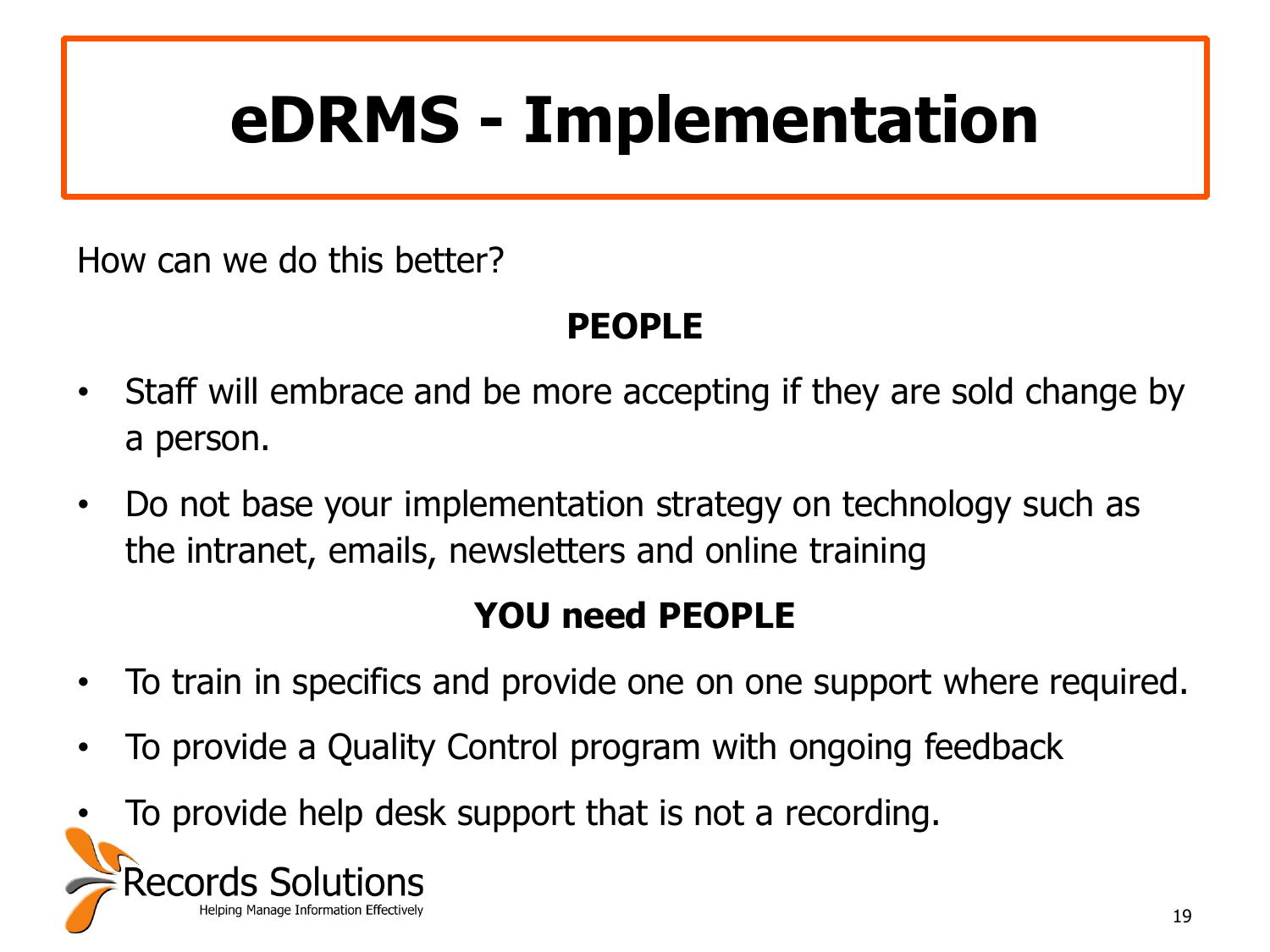# eDRMS - Implementation

How can we do this better?

**PEOPLE**

- Staff will embrace and be more accepting if they are sold change by a person.
- Do not base your implementation strategy on technology such as the intranet, emails, newsletters and online training

**YOU need PEOPLE**

- To train in specifics and provide one on one support where required.
- To provide a Quality Control program with ongoing feedback
- To provide help desk support that is not a recording.

Records Solutions
Helping Manage Information Effectively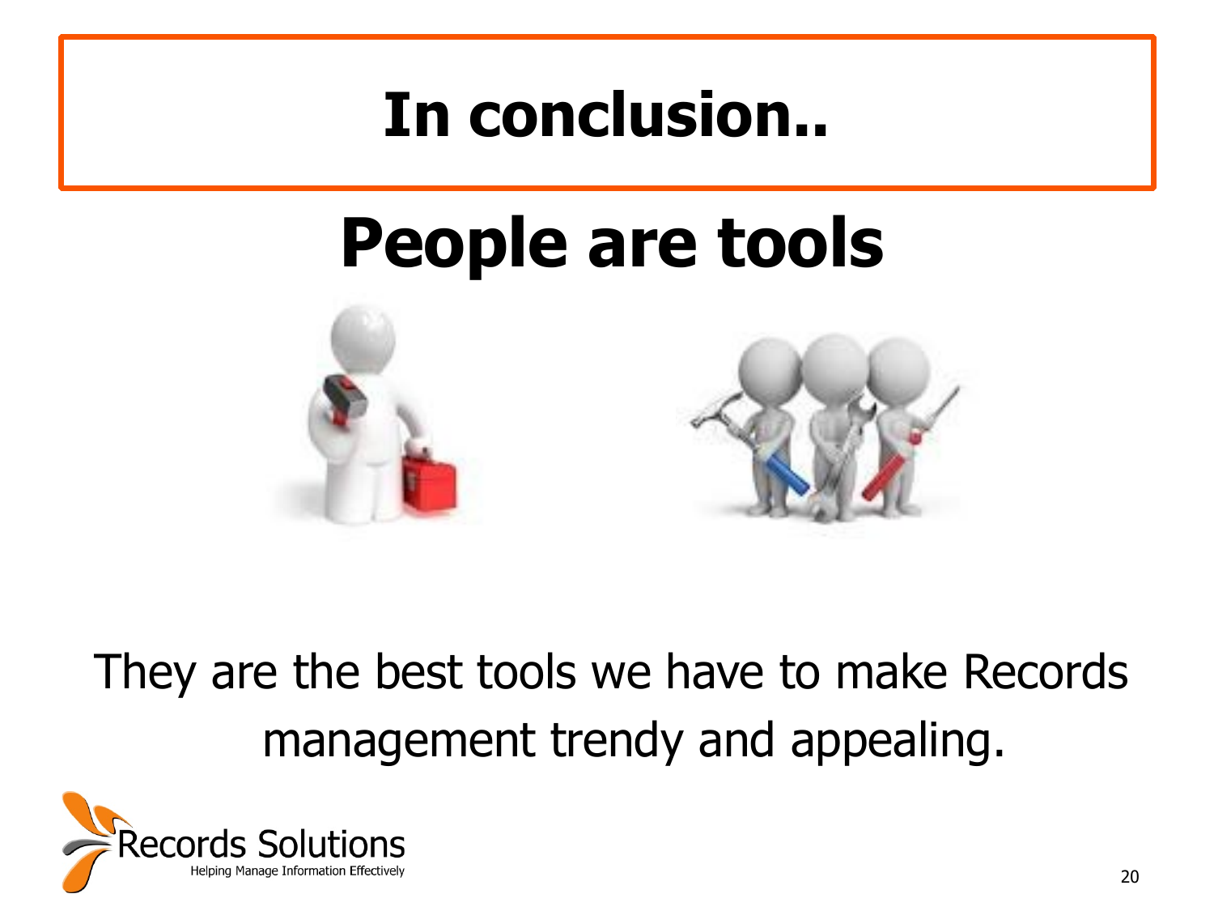# In conclusion..

## People are tools

They are the best tools we have to make Records management trendy and appealing.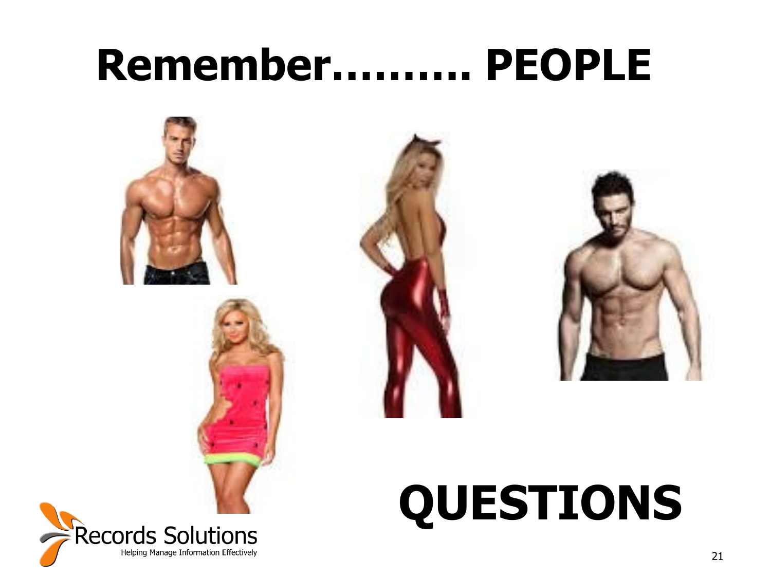# Remember………. PEOPLE

# QUESTIONS

Records Solutions
Helping Manage Information Effectively